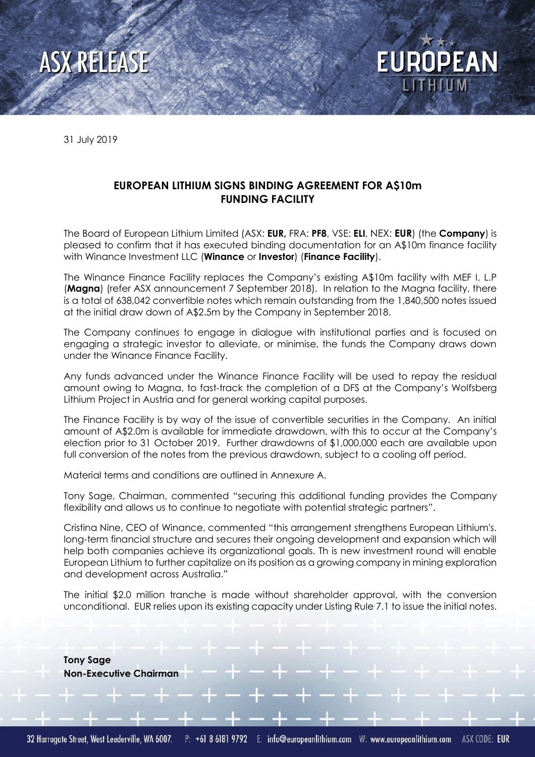ASX RELEASE

31 July 2019

## EUROPEAN LITHIUM SIGNS BINDING AGREEMENT FOR A$10m FUNDING FACILITY

The Board of European Lithium Limited (ASX: **EUR,** FRA: **PF8**, VSE: **ELI**, NEX: **EUR**) (the **Company**) is pleased to confirm that it has executed binding documentation for an A$10m finance facility with Winance Investment LLC (**Winance** or **Investor**) (**Finance Facility**).

The Winance Finance Facility replaces the Company's existing A$10m facility with MEF I, L.P (**Magna**) (refer ASX announcement 7 September 2018). In relation to the Magna facility, there is a total of 638,042 convertible notes which remain outstanding from the 1,840,500 notes issued at the initial draw down of A$2.5m by the Company in September 2018.

The Company continues to engage in dialogue with institutional parties and is focused on engaging a strategic investor to alleviate, or minimise, the funds the Company draws down under the Winance Finance Facility.

Any funds advanced under the Winance Finance Facility will be used to repay the residual amount owing to Magna, to fast-track the completion of a DFS at the Company's Wolfsberg Lithium Project in Austria and for general working capital purposes.

The Finance Facility is by way of the issue of convertible securities in the Company. An initial amount of A$2.0m is available for immediate drawdown, with this to occur at the Company's election prior to 31 October 2019. Further drawdowns of $1,000,000 each are available upon full conversion of the notes from the previous drawdown, subject to a cooling off period.

Material terms and conditions are outlined in Annexure A.

Tony Sage, Chairman, commented "securing this additional funding provides the Company flexibility and allows us to continue to negotiate with potential strategic partners".

Cristina Nine, CEO of Winance, commented "this arrangement strengthens European Lithium's. long-term financial structure and secures their ongoing development and expansion which will help both companies achieve its organizational goals. Th is new investment round will enable European Lithium to further capitalize on its position as a growing company in mining exploration and development across Australia."

The initial $2.0 million tranche is made without shareholder approval, with the conversion unconditional. EUR relies upon its existing capacity under Listing Rule 7.1 to issue the initial notes.

**Tony Sage**
**Non-Executive Chairman**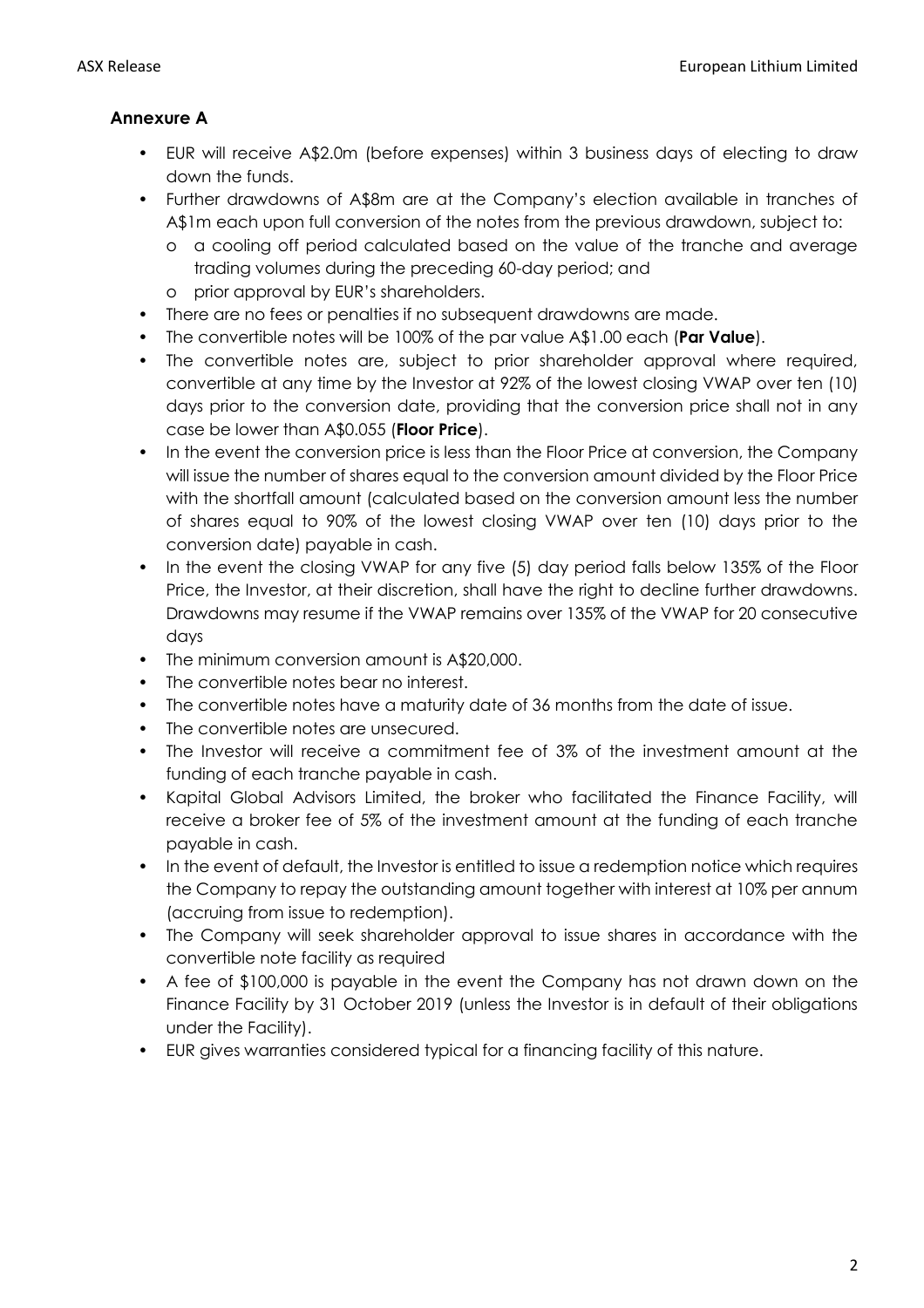### Annexure A

- EUR will receive A$2.0m (before expenses) within 3 business days of electing to draw down the funds.
- Further drawdowns of A$8m are at the Company's election available in tranches of A$1m each upon full conversion of the notes from the previous drawdown, subject to:
  - a cooling off period calculated based on the value of the tranche and average trading volumes during the preceding 60-day period; and
  - prior approval by EUR's shareholders.
- There are no fees or penalties if no subsequent drawdowns are made.
- The convertible notes will be 100% of the par value A$1.00 each (**Par Value**).
- The convertible notes are, subject to prior shareholder approval where required, convertible at any time by the Investor at 92% of the lowest closing VWAP over ten (10) days prior to the conversion date, providing that the conversion price shall not in any case be lower than A$0.055 (**Floor Price**).
- In the event the conversion price is less than the Floor Price at conversion, the Company will issue the number of shares equal to the conversion amount divided by the Floor Price with the shortfall amount (calculated based on the conversion amount less the number of shares equal to 90% of the lowest closing VWAP over ten (10) days prior to the conversion date) payable in cash.
- In the event the closing VWAP for any five (5) day period falls below 135% of the Floor Price, the Investor, at their discretion, shall have the right to decline further drawdowns. Drawdowns may resume if the VWAP remains over 135% of the VWAP for 20 consecutive days
- The minimum conversion amount is A$20,000.
- The convertible notes bear no interest.
- The convertible notes have a maturity date of 36 months from the date of issue.
- The convertible notes are unsecured.
- The Investor will receive a commitment fee of 3% of the investment amount at the funding of each tranche payable in cash.
- Kapital Global Advisors Limited, the broker who facilitated the Finance Facility, will receive a broker fee of 5% of the investment amount at the funding of each tranche payable in cash.
- In the event of default, the Investor is entitled to issue a redemption notice which requires the Company to repay the outstanding amount together with interest at 10% per annum (accruing from issue to redemption).
- The Company will seek shareholder approval to issue shares in accordance with the convertible note facility as required
- A fee of $100,000 is payable in the event the Company has not drawn down on the Finance Facility by 31 October 2019 (unless the Investor is in default of their obligations under the Facility).
- EUR gives warranties considered typical for a financing facility of this nature.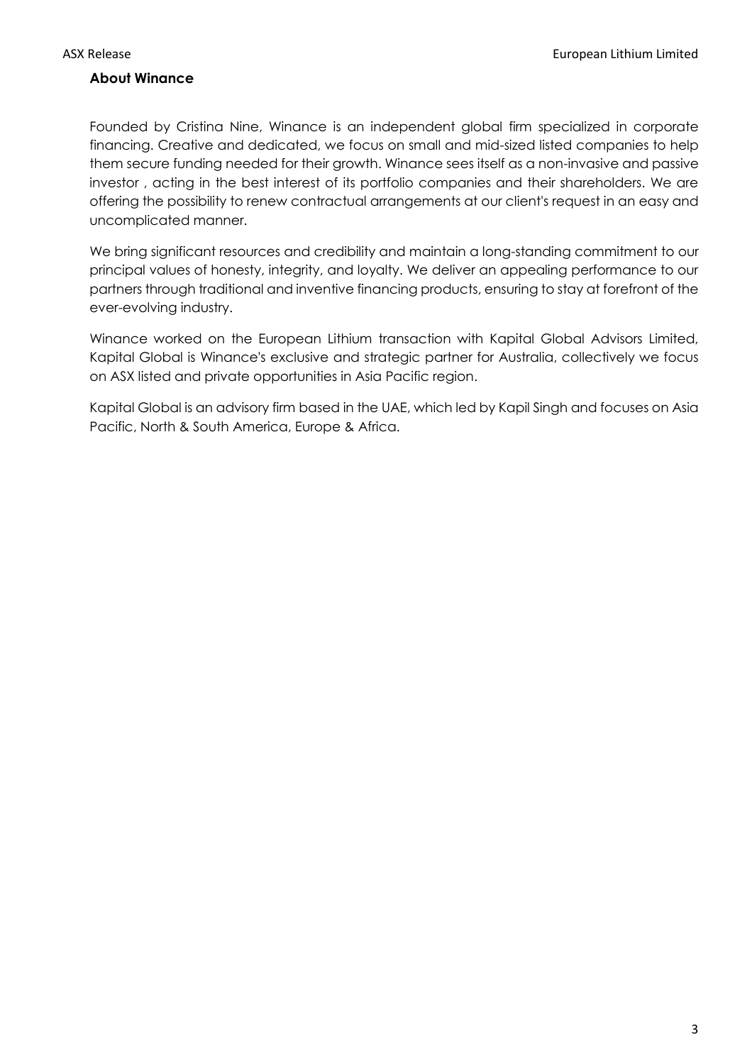### About Winance

Founded by Cristina Nine, Winance is an independent global firm specialized in corporate financing. Creative and dedicated, we focus on small and mid-sized listed companies to help them secure funding needed for their growth. Winance sees itself as a non-invasive and passive investor , acting in the best interest of its portfolio companies and their shareholders. We are offering the possibility to renew contractual arrangements at our client's request in an easy and uncomplicated manner.

We bring significant resources and credibility and maintain a long-standing commitment to our principal values of honesty, integrity, and loyalty. We deliver an appealing performance to our partners through traditional and inventive financing products, ensuring to stay at forefront of the ever-evolving industry.

Winance worked on the European Lithium transaction with Kapital Global Advisors Limited, Kapital Global is Winance's exclusive and strategic partner for Australia, collectively we focus on ASX listed and private opportunities in Asia Pacific region.

Kapital Global is an advisory firm based in the UAE, which led by Kapil Singh and focuses on Asia Pacific, North & South America, Europe & Africa.